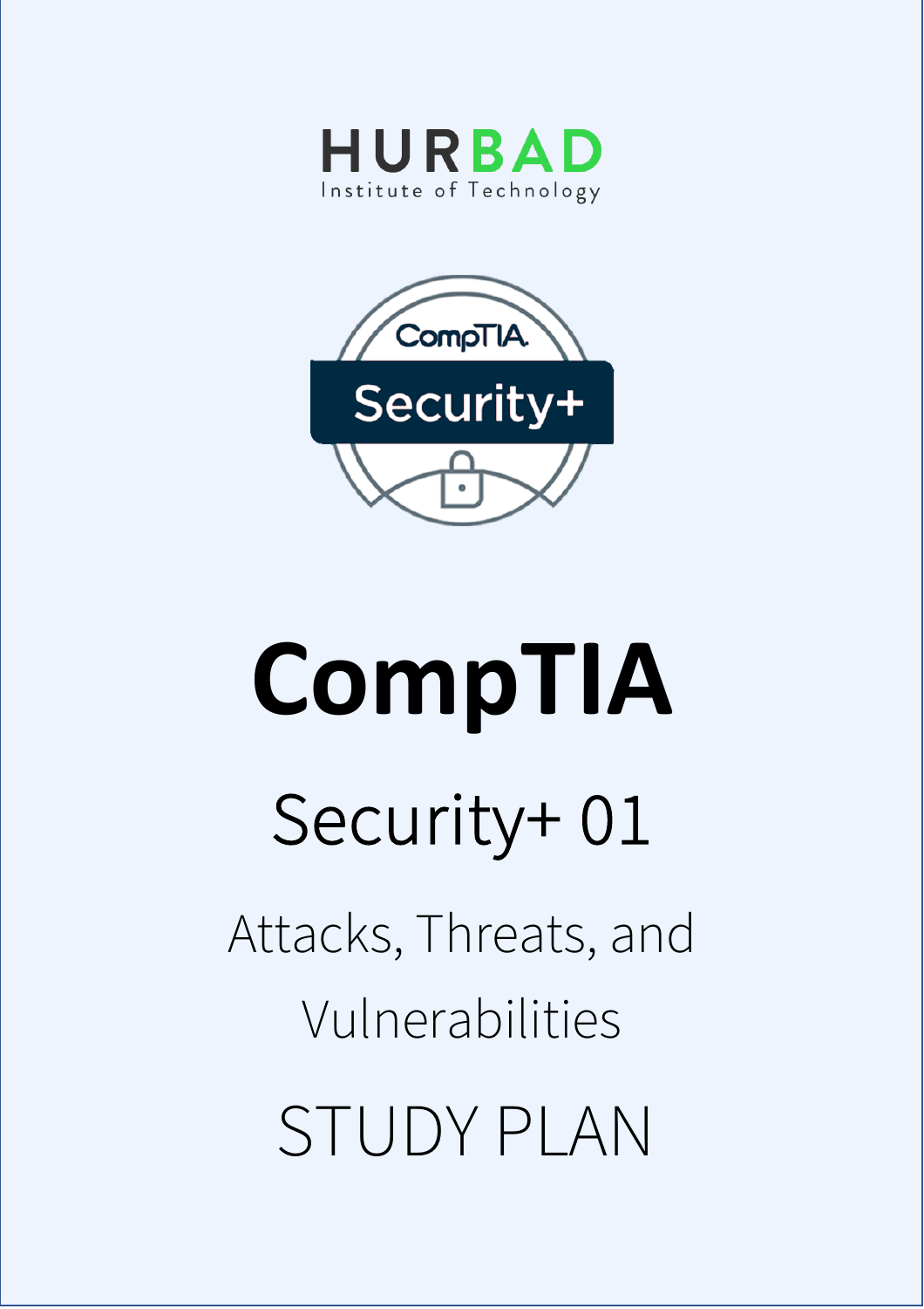HURBAD

Institute of Technology

# CompTIA

## Security+ 01

### Attacks, Threats, and Vulnerabilities

## STUDY PLAN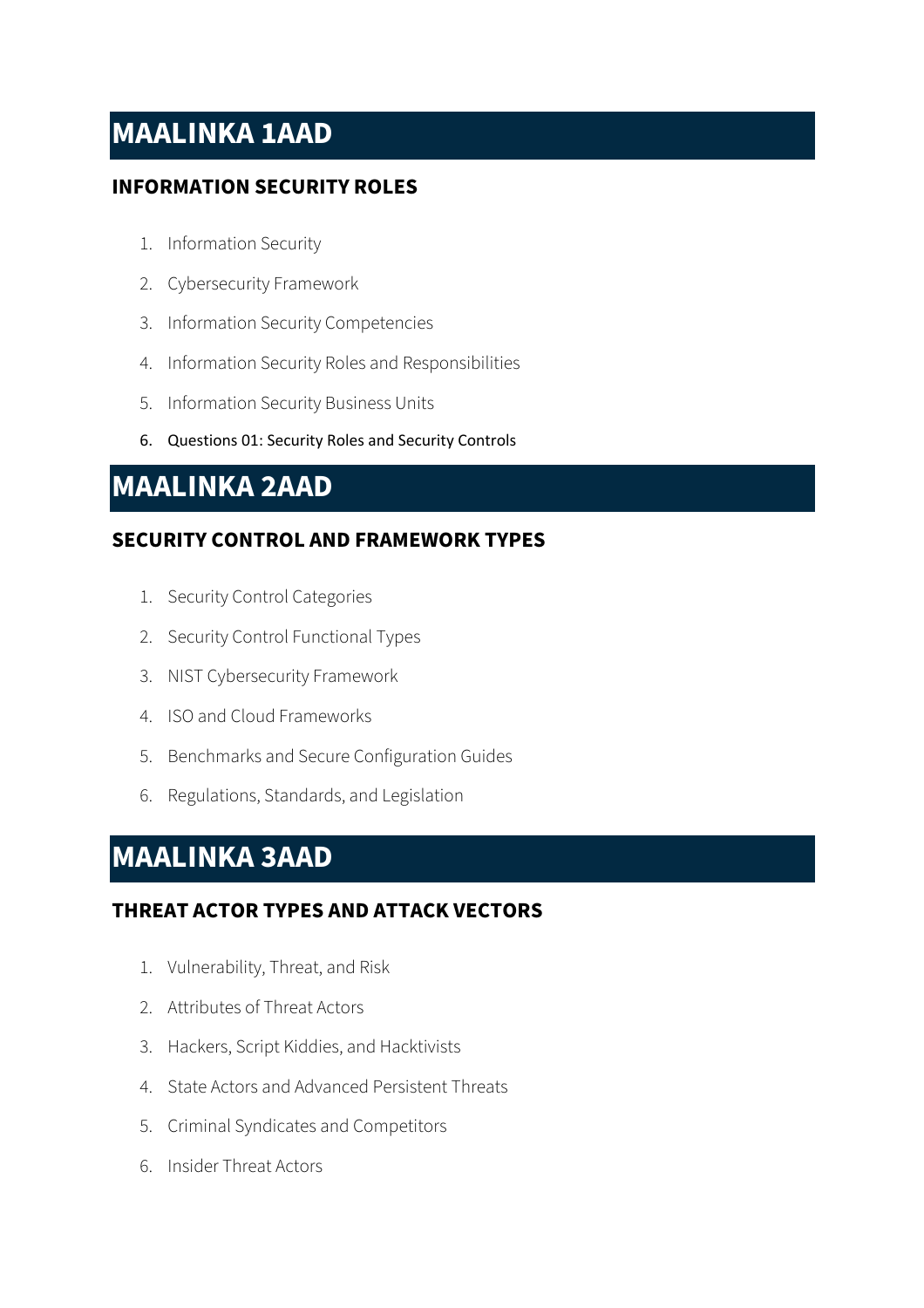# MAALINKA 1AAD

### INFORMATION SECURITY ROLES

1. Information Security
2. Cybersecurity Framework
3. Information Security Competencies
4. Information Security Roles and Responsibilities
5. Information Security Business Units
6. Questions 01: Security Roles and Security Controls

# MAALINKA 2AAD

### SECURITY CONTROL AND FRAMEWORK TYPES

1. Security Control Categories
2. Security Control Functional Types
3. NIST Cybersecurity Framework
4. ISO and Cloud Frameworks
5. Benchmarks and Secure Configuration Guides
6. Regulations, Standards, and Legislation

# MAALINKA 3AAD

### THREAT ACTOR TYPES AND ATTACK VECTORS

1. Vulnerability, Threat, and Risk
2. Attributes of Threat Actors
3. Hackers, Script Kiddies, and Hacktivists
4. State Actors and Advanced Persistent Threats
5. Criminal Syndicates and Competitors
6. Insider Threat Actors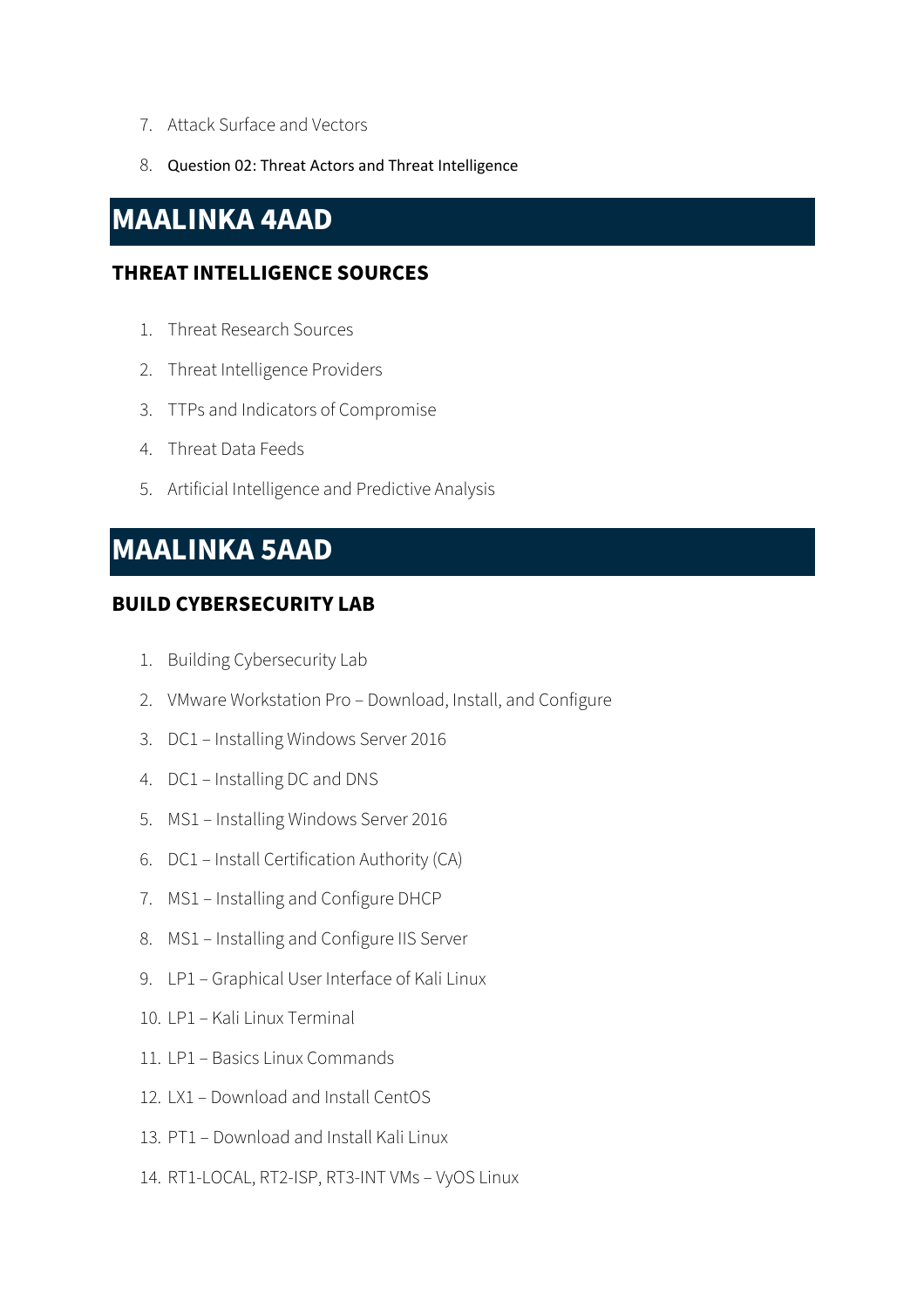7. Attack Surface and Vectors
8. Question 02: Threat Actors and Threat Intelligence

# MAALINKA 4AAD

### THREAT INTELLIGENCE SOURCES

1. Threat Research Sources
2. Threat Intelligence Providers
3. TTPs and Indicators of Compromise
4. Threat Data Feeds
5. Artificial Intelligence and Predictive Analysis

# MAALINKA 5AAD

### BUILD CYBERSECURITY LAB

1. Building Cybersecurity Lab
2. VMware Workstation Pro – Download, Install, and Configure
3. DC1 – Installing Windows Server 2016
4. DC1 – Installing DC and DNS
5. MS1 – Installing Windows Server 2016
6. DC1 – Install Certification Authority (CA)
7. MS1 – Installing and Configure DHCP
8. MS1 – Installing and Configure IIS Server
9. LP1 – Graphical User Interface of Kali Linux
10. LP1 – Kali Linux Terminal
11. LP1 – Basics Linux Commands
12. LX1 – Download and Install CentOS
13. PT1 – Download and Install Kali Linux
14. RT1-LOCAL, RT2-ISP, RT3-INT VMs – VyOS Linux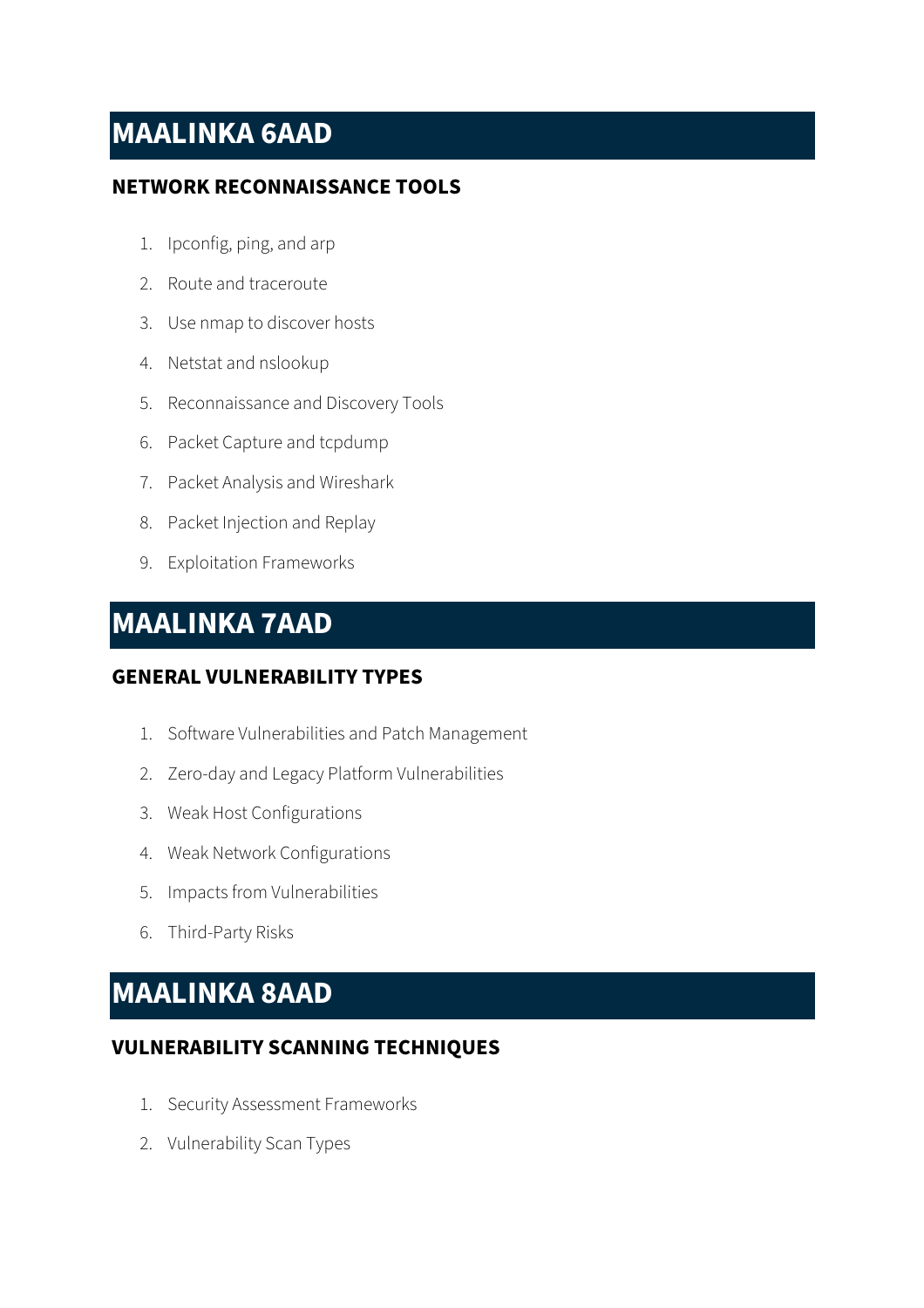# MAALINKA 6AAD

### NETWORK RECONNAISSANCE TOOLS

1. Ipconfig, ping, and arp
2. Route and traceroute
3. Use nmap to discover hosts
4. Netstat and nslookup
5. Reconnaissance and Discovery Tools
6. Packet Capture and tcpdump
7. Packet Analysis and Wireshark
8. Packet Injection and Replay
9. Exploitation Frameworks

# MAALINKA 7AAD

### GENERAL VULNERABILITY TYPES

1. Software Vulnerabilities and Patch Management
2. Zero-day and Legacy Platform Vulnerabilities
3. Weak Host Configurations
4. Weak Network Configurations
5. Impacts from Vulnerabilities
6. Third-Party Risks

# MAALINKA 8AAD

### VULNERABILITY SCANNING TECHNIQUES

1. Security Assessment Frameworks
2. Vulnerability Scan Types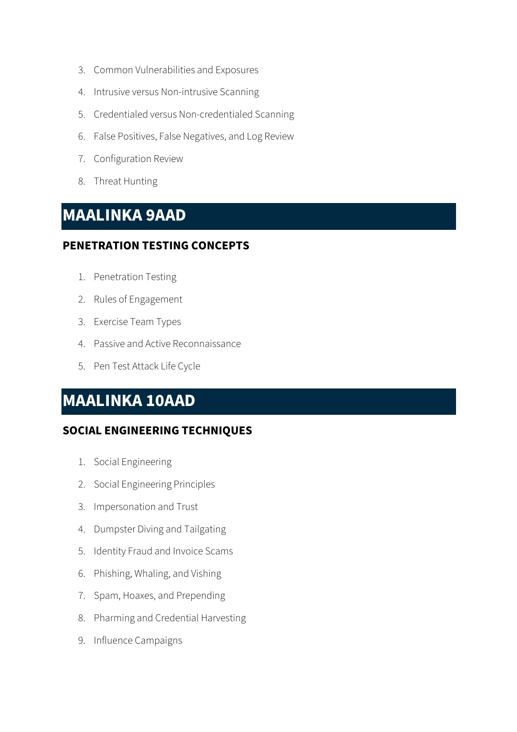3. Common Vulnerabilities and Exposures
4. Intrusive versus Non-intrusive Scanning
5. Credentialed versus Non-credentialed Scanning
6. False Positives, False Negatives, and Log Review
7. Configuration Review
8. Threat Hunting

## MAALINKA 9AAD

### PENETRATION TESTING CONCEPTS

1. Penetration Testing
2. Rules of Engagement
3. Exercise Team Types
4. Passive and Active Reconnaissance
5. Pen Test Attack Life Cycle

## MAALINKA 10AAD

### SOCIAL ENGINEERING TECHNIQUES

1. Social Engineering
2. Social Engineering Principles
3. Impersonation and Trust
4. Dumpster Diving and Tailgating
5. Identity Fraud and Invoice Scams
6. Phishing, Whaling, and Vishing
7. Spam, Hoaxes, and Prepending
8. Pharming and Credential Harvesting
9. Influence Campaigns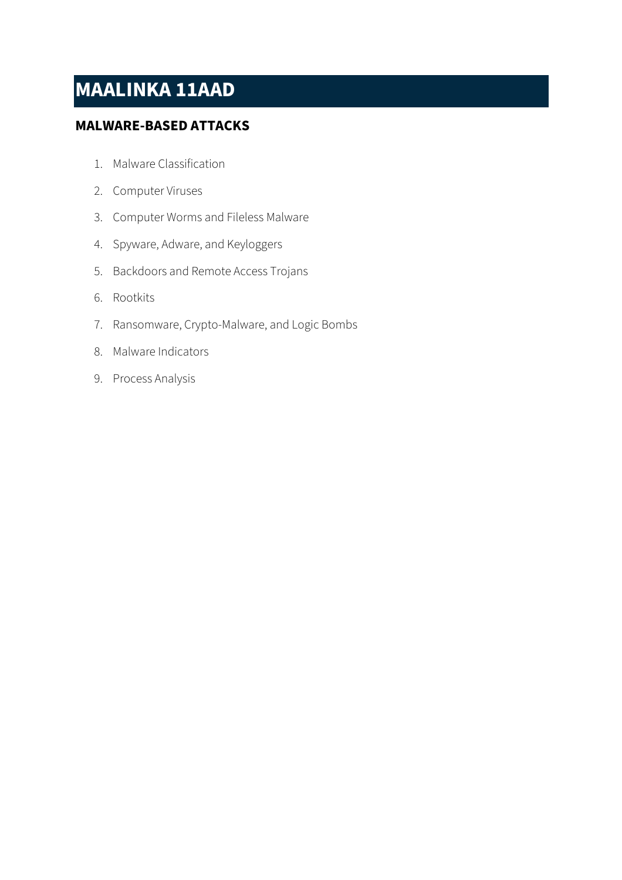# MAALINKA 11AAD

## MALWARE-BASED ATTACKS

1. Malware Classification
2. Computer Viruses
3. Computer Worms and Fileless Malware
4. Spyware, Adware, and Keyloggers
5. Backdoors and Remote Access Trojans
6. Rootkits
7. Ransomware, Crypto-Malware, and Logic Bombs
8. Malware Indicators
9. Process Analysis